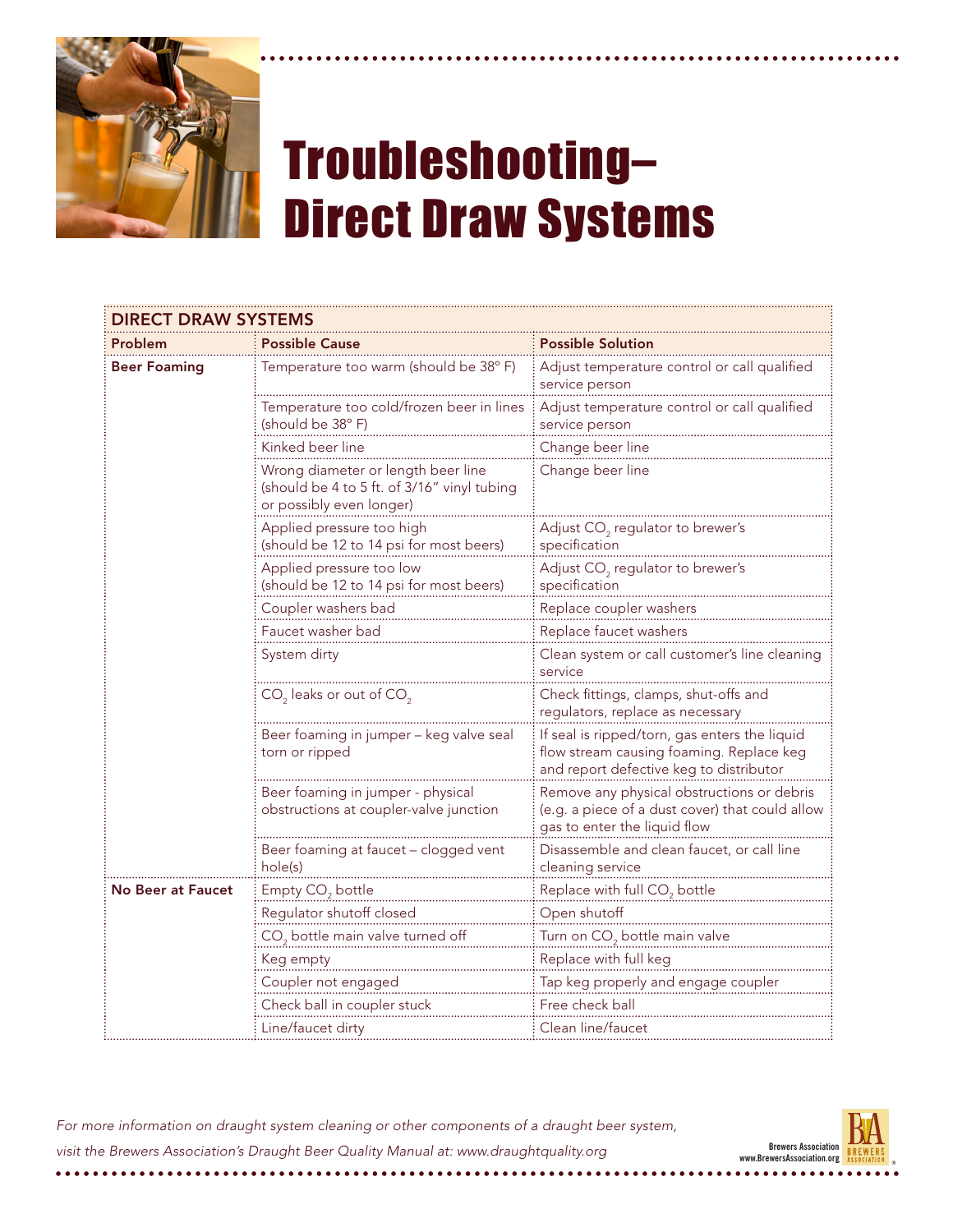# Troubleshooting–Direct Draw Systems

| DIRECT DRAW SYSTEMS | | |
|---|---|---|
| **Problem** | **Possible Cause** | **Possible Solution** |
| **Beer Foaming** | Temperature too warm (should be 38° F) | Adjust temperature control or call qualified service person |
| | Temperature too cold/frozen beer in lines (should be 38° F) | Adjust temperature control or call qualified service person |
| | Kinked beer line | Change beer line |
| | Wrong diameter or length beer line (should be 4 to 5 ft. of 3/16" vinyl tubing or possibly even longer) | Change beer line |
| | Applied pressure too high (should be 12 to 14 psi for most beers) | Adjust $CO_2$ regulator to brewer's specification |
| | Applied pressure too low (should be 12 to 14 psi for most beers) | Adjust $CO_2$ regulator to brewer's specification |
| | Coupler washers bad | Replace coupler washers |
| | Faucet washer bad | Replace faucet washers |
| | System dirty | Clean system or call customer's line cleaning service |
| | $CO_2$ leaks or out of $CO_2$ | Check fittings, clamps, shut-offs and regulators, replace as necessary |
| | Beer foaming in jumper – keg valve seal torn or ripped | If seal is ripped/torn, gas enters the liquid flow stream causing foaming. Replace keg and report defective keg to distributor |
| | Beer foaming in jumper - physical obstructions at coupler-valve junction | Remove any physical obstructions or debris (e.g. a piece of a dust cover) that could allow gas to enter the liquid flow |
| | Beer foaming at faucet – clogged vent hole(s) | Disassemble and clean faucet, or call line cleaning service |
| **No Beer at Faucet** | Empty $CO_2$ bottle | Replace with full $CO_2$ bottle |
| | Regulator shutoff closed | Open shutoff |
| | $CO_2$ bottle main valve turned off | Turn on $CO_2$ bottle main valve |
| | Keg empty | Replace with full keg |
| | Coupler not engaged | Tap keg properly and engage coupler |
| | Check ball in coupler stuck | Free check ball |
| | Line/faucet dirty | Clean line/faucet |

*For more information on draught system cleaning or other components of a draught beer system, visit the Brewers Association's Draught Beer Quality Manual at: www.draughtquality.org*

Brewers Association
www.BrewersAssociation.org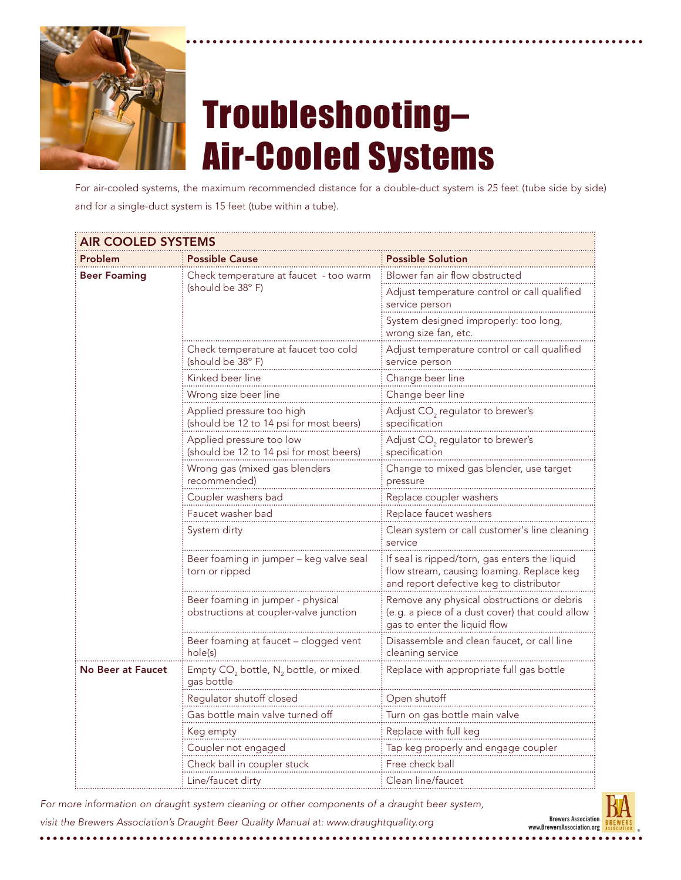# Troubleshooting–Air-Cooled Systems

For air-cooled systems, the maximum recommended distance for a double-duct system is 25 feet (tube side by side) and for a single-duct system is 15 feet (tube within a tube).

| AIR COOLED SYSTEMS | | |
|---|---|---|
| **Problem** | **Possible Cause** | **Possible Solution** |
| **Beer Foaming** | Check temperature at faucet - too warm (should be 38° F) | Blower fan air flow obstructed |
| | | Adjust temperature control or call qualified service person |
| | | System designed improperly: too long, wrong size fan, etc. |
| | Check temperature at faucet too cold (should be 38° F) | Adjust temperature control or call qualified service person |
| | Kinked beer line | Change beer line |
| | Wrong size beer line | Change beer line |
| | Applied pressure too high (should be 12 to 14 psi for most beers) | Adjust $CO_2$ regulator to brewer's specification |
| | Applied pressure too low (should be 12 to 14 psi for most beers) | Adjust $CO_2$ regulator to brewer's specification |
| | Wrong gas (mixed gas blenders recommended) | Change to mixed gas blender, use target pressure |
| | Coupler washers bad | Replace coupler washers |
| | Faucet washer bad | Replace faucet washers |
| | System dirty | Clean system or call customer's line cleaning service |
| | Beer foaming in jumper – keg valve seal torn or ripped | If seal is ripped/torn, gas enters the liquid flow stream, causing foaming. Replace keg and report defective keg to distributor |
| | Beer foaming in jumper - physical obstructions at coupler-valve junction | Remove any physical obstructions or debris (e.g. a piece of a dust cover) that could allow gas to enter the liquid flow |
| | Beer foaming at faucet – clogged vent hole(s) | Disassemble and clean faucet, or call line cleaning service |
| **No Beer at Faucet** | Empty $CO_2$ bottle, $N_2$ bottle, or mixed gas bottle | Replace with appropriate full gas bottle |
| | Regulator shutoff closed | Open shutoff |
| | Gas bottle main valve turned off | Turn on gas bottle main valve |
| | Keg empty | Replace with full keg |
| | Coupler not engaged | Tap keg properly and engage coupler |
| | Check ball in coupler stuck | Free check ball |
| | Line/faucet dirty | Clean line/faucet |

*For more information on draught system cleaning or other components of a draught beer system, visit the Brewers Association's Draught Beer Quality Manual at: www.draughtquality.org*

Brewers Association
www.BrewersAssociation.org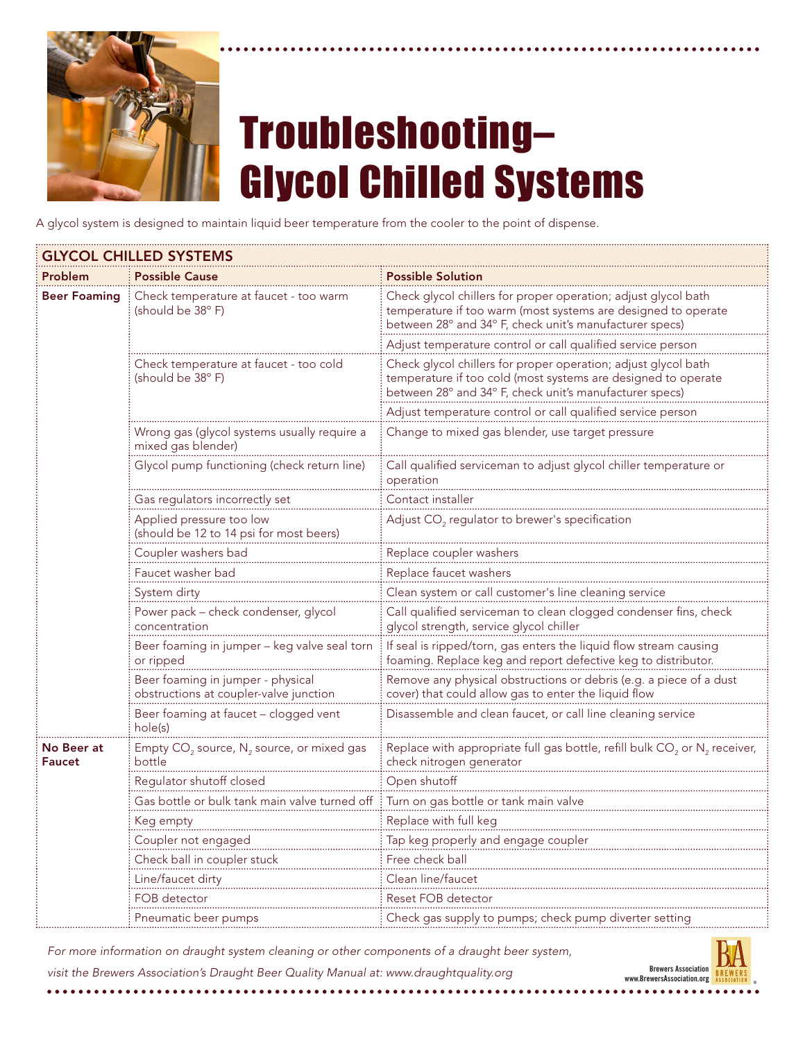# Troubleshooting– Glycol Chilled Systems

A glycol system is designed to maintain liquid beer temperature from the cooler to the point of dispense.

## GLYCOL CHILLED SYSTEMS

| Problem | Possible Cause | Possible Solution |
|---|---|---|
| **Beer Foaming** | Check temperature at faucet - too warm (should be 38° F) | Check glycol chillers for proper operation; adjust glycol bath temperature if too warm (most systems are designed to operate between 28° and 34° F, check unit's manufacturer specs) |
| | | Adjust temperature control or call qualified service person |
| | Check temperature at faucet - too cold (should be 38° F) | Check glycol chillers for proper operation; adjust glycol bath temperature if too cold (most systems are designed to operate between 28° and 34° F, check unit's manufacturer specs) |
| | | Adjust temperature control or call qualified service person |
| | Wrong gas (glycol systems usually require a mixed gas blender) | Change to mixed gas blender, use target pressure |
| | Glycol pump functioning (check return line) | Call qualified serviceman to adjust glycol chiller temperature or operation |
| | Gas regulators incorrectly set | Contact installer |
| | Applied pressure too low (should be 12 to 14 psi for most beers) | Adjust $CO_2$ regulator to brewer's specification |
| | Coupler washers bad | Replace coupler washers |
| | Faucet washer bad | Replace faucet washers |
| | System dirty | Clean system or call customer's line cleaning service |
| | Power pack – check condenser, glycol concentration | Call qualified serviceman to clean clogged condenser fins, check glycol strength, service glycol chiller |
| | Beer foaming in jumper – keg valve seal torn or ripped | If seal is ripped/torn, gas enters the liquid flow stream causing foaming. Replace keg and report defective keg to distributor. |
| | Beer foaming in jumper - physical obstructions at coupler-valve junction | Remove any physical obstructions or debris (e.g. a piece of a dust cover) that could allow gas to enter the liquid flow |
| | Beer foaming at faucet – clogged vent hole(s) | Disassemble and clean faucet, or call line cleaning service |
| **No Beer at Faucet** | Empty $CO_2$ source, $N_2$ source, or mixed gas bottle | Replace with appropriate full gas bottle, refill bulk $CO_2$ or $N_2$ receiver, check nitrogen generator |
| | Regulator shutoff closed | Open shutoff |
| | Gas bottle or bulk tank main valve turned off | Turn on gas bottle or tank main valve |
| | Keg empty | Replace with full keg |
| | Coupler not engaged | Tap keg properly and engage coupler |
| | Check ball in coupler stuck | Free check ball |
| | Line/faucet dirty | Clean line/faucet |
| | FOB detector | Reset FOB detector |
| | Pneumatic beer pumps | Check gas supply to pumps; check pump diverter setting |

*For more information on draught system cleaning or other components of a draught beer system, visit the Brewers Association's Draught Beer Quality Manual at: www.draughtquality.org*

Brewers Association
www.BrewersAssociation.org